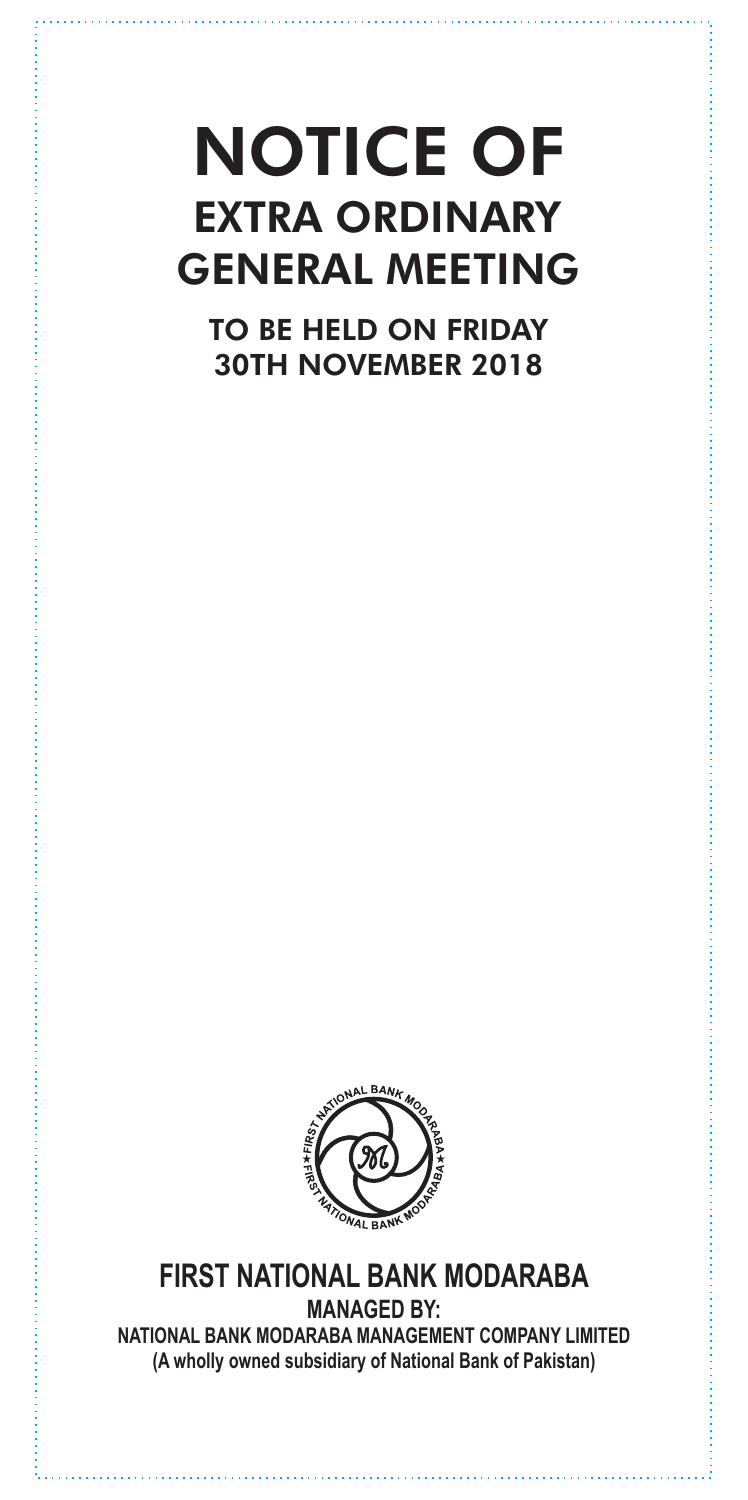# NOTICE OF EXTRA ORDINARY GENERAL MEETING

## TO BE HELD ON FRIDAY 30TH NOVEMBER 2018

**FIRST NATIONAL BANK MODARABA**

**MANAGED BY:**

**NATIONAL BANK MODARABA MANAGEMENT COMPANY LIMITED**

**(A wholly owned subsidiary of National Bank of Pakistan)**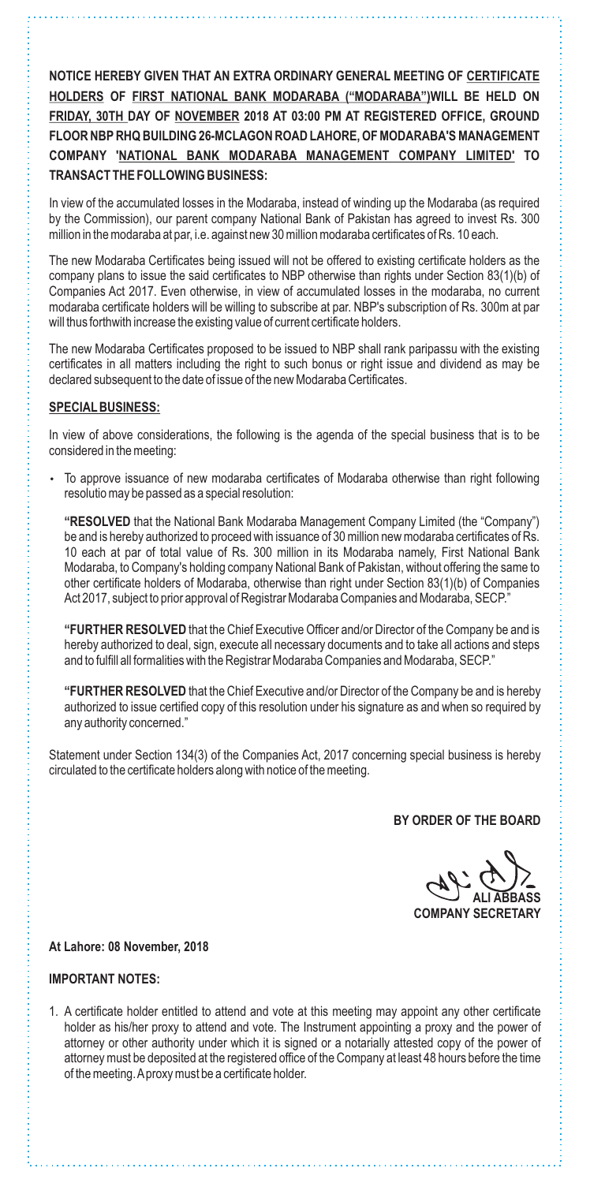**NOTICE HEREBY GIVEN THAT AN EXTRA ORDINARY GENERAL MEETING OF CERTIFICATE HOLDERS OF FIRST NATIONAL BANK MODARABA ("MODARABA")WILL BE HELD ON FRIDAY, 30TH DAY OF NOVEMBER 2018 AT 03:00 PM AT REGISTERED OFFICE, GROUND FLOOR NBP RHQ BUILDING 26-MCLAGON ROAD LAHORE, OF MODARABA'S MANAGEMENT COMPANY 'NATIONAL BANK MODARABA MANAGEMENT COMPANY LIMITED' TO TRANSACT THE FOLLOWING BUSINESS:**

In view of the accumulated losses in the Modaraba, instead of winding up the Modaraba (as required by the Commission), our parent company National Bank of Pakistan has agreed to invest Rs. 300 million in the modaraba at par, i.e. against new 30 million modaraba certificates of Rs. 10 each.

The new Modaraba Certificates being issued will not be offered to existing certificate holders as the company plans to issue the said certificates to NBP otherwise than rights under Section 83(1)(b) of Companies Act 2017. Even otherwise, in view of accumulated losses in the modaraba, no current modaraba certificate holders will be willing to subscribe at par. NBP's subscription of Rs. 300m at par will thus forthwith increase the existing value of current certificate holders.

The new Modaraba Certificates proposed to be issued to NBP shall rank paripassu with the existing certificates in all matters including the right to such bonus or right issue and dividend as may be declared subsequent to the date of issue of the new Modaraba Certificates.

**SPECIAL BUSINESS:**

In view of above considerations, the following is the agenda of the special business that is to be considered in the meeting:

- To approve issuance of new modaraba certificates of Modaraba otherwise than right following resolutio may be passed as a special resolution:

  **"RESOLVED** that the National Bank Modaraba Management Company Limited (the "Company") be and is hereby authorized to proceed with issuance of 30 million new modaraba certificates of Rs. 10 each at par of total value of Rs. 300 million in its Modaraba namely, First National Bank Modaraba, to Company's holding company National Bank of Pakistan, without offering the same to other certificate holders of Modaraba, otherwise than right under Section 83(1)(b) of Companies Act 2017, subject to prior approval of Registrar Modaraba Companies and Modaraba, SECP."

  **"FURTHER RESOLVED** that the Chief Executive Officer and/or Director of the Company be and is hereby authorized to deal, sign, execute all necessary documents and to take all actions and steps and to fulfill all formalities with the Registrar Modaraba Companies and Modaraba, SECP."

  **"FURTHER RESOLVED** that the Chief Executive and/or Director of the Company be and is hereby authorized to issue certified copy of this resolution under his signature as and when so required by any authority concerned."

Statement under Section 134(3) of the Companies Act, 2017 concerning special business is hereby circulated to the certificate holders along with notice of the meeting.

**BY ORDER OF THE BOARD**

**ALI ABBASS**
**COMPANY SECRETARY**

**At Lahore: 08 November, 2018**

**IMPORTANT NOTES:**

1. A certificate holder entitled to attend and vote at this meeting may appoint any other certificate holder as his/her proxy to attend and vote. The Instrument appointing a proxy and the power of attorney or other authority under which it is signed or a notarially attested copy of the power of attorney must be deposited at the registered office of the Company at least 48 hours before the time of the meeting. A proxy must be a certificate holder.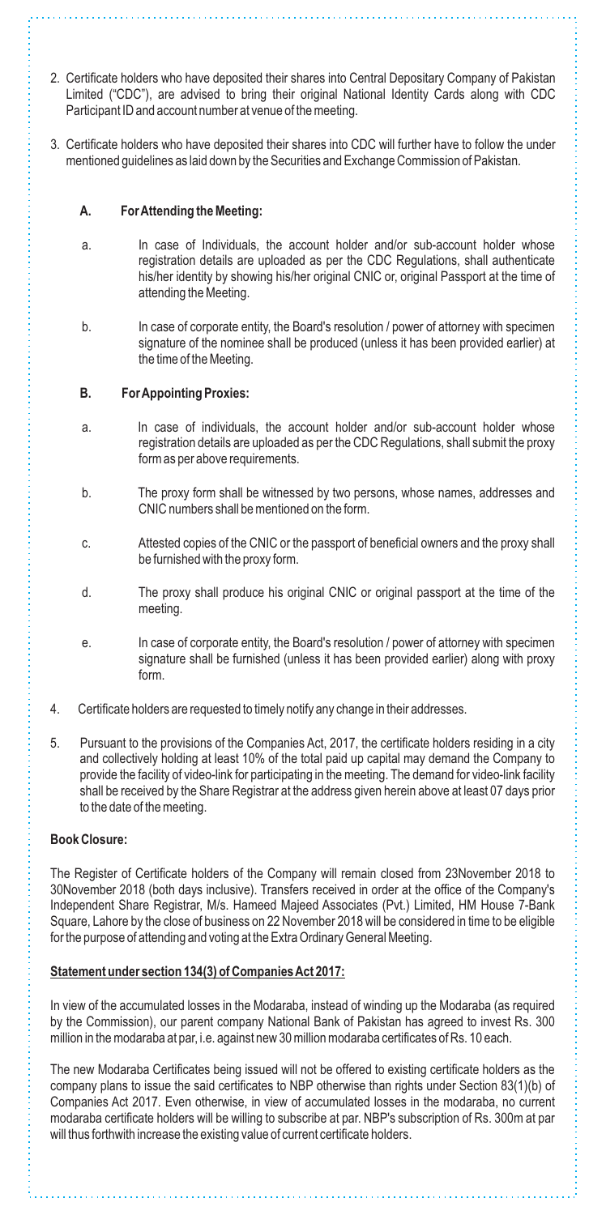2. Certificate holders who have deposited their shares into Central Depositary Company of Pakistan Limited ("CDC"), are advised to bring their original National Identity Cards along with CDC Participant ID and account number at venue of the meeting.

3. Certificate holders who have deposited their shares into CDC will further have to follow the under mentioned guidelines as laid down by the Securities and Exchange Commission of Pakistan.

**A. For Attending the Meeting:**

a. In case of Individuals, the account holder and/or sub-account holder whose registration details are uploaded as per the CDC Regulations, shall authenticate his/her identity by showing his/her original CNIC or, original Passport at the time of attending the Meeting.

b. In case of corporate entity, the Board's resolution / power of attorney with specimen signature of the nominee shall be produced (unless it has been provided earlier) at the time of the Meeting.

**B. For Appointing Proxies:**

a. In case of individuals, the account holder and/or sub-account holder whose registration details are uploaded as per the CDC Regulations, shall submit the proxy form as per above requirements.

b. The proxy form shall be witnessed by two persons, whose names, addresses and CNIC numbers shall be mentioned on the form.

c. Attested copies of the CNIC or the passport of beneficial owners and the proxy shall be furnished with the proxy form.

d. The proxy shall produce his original CNIC or original passport at the time of the meeting.

e. In case of corporate entity, the Board's resolution / power of attorney with specimen signature shall be furnished (unless it has been provided earlier) along with proxy form.

4. Certificate holders are requested to timely notify any change in their addresses.

5. Pursuant to the provisions of the Companies Act, 2017, the certificate holders residing in a city and collectively holding at least 10% of the total paid up capital may demand the Company to provide the facility of video-link for participating in the meeting. The demand for video-link facility shall be received by the Share Registrar at the address given herein above at least 07 days prior to the date of the meeting.

**Book Closure:**

The Register of Certificate holders of the Company will remain closed from 23November 2018 to 30November 2018 (both days inclusive). Transfers received in order at the office of the Company's Independent Share Registrar, M/s. Hameed Majeed Associates (Pvt.) Limited, HM House 7-Bank Square, Lahore by the close of business on 22 November 2018 will be considered in time to be eligible for the purpose of attending and voting at the Extra Ordinary General Meeting.

**Statement under section 134(3) of Companies Act 2017:**

In view of the accumulated losses in the Modaraba, instead of winding up the Modaraba (as required by the Commission), our parent company National Bank of Pakistan has agreed to invest Rs. 300 million in the modaraba at par, i.e. against new 30 million modaraba certificates of Rs. 10 each.

The new Modaraba Certificates being issued will not be offered to existing certificate holders as the company plans to issue the said certificates to NBP otherwise than rights under Section 83(1)(b) of Companies Act 2017. Even otherwise, in view of accumulated losses in the modaraba, no current modaraba certificate holders will be willing to subscribe at par. NBP's subscription of Rs. 300m at par will thus forthwith increase the existing value of current certificate holders.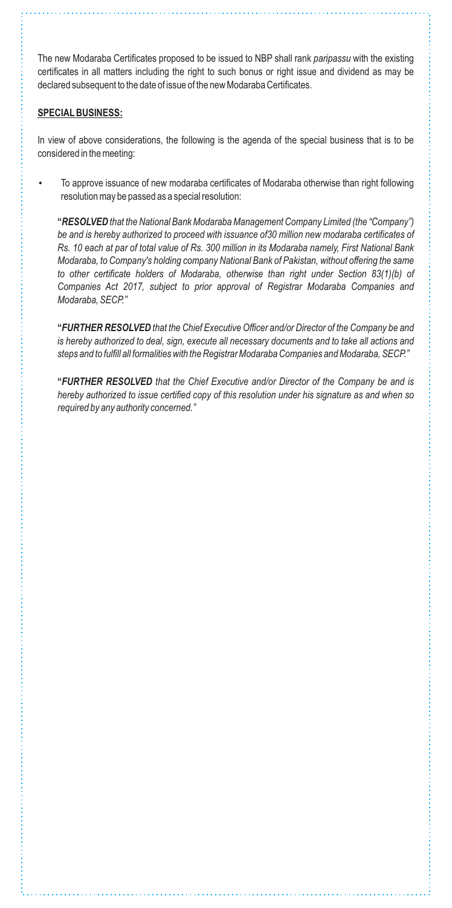The new Modaraba Certificates proposed to be issued to NBP shall rank *paripassu* with the existing certificates in all matters including the right to such bonus or right issue and dividend as may be declared subsequent to the date of issue of the new Modaraba Certificates.

**SPECIAL BUSINESS:**

In view of above considerations, the following is the agenda of the special business that is to be considered in the meeting:

- To approve issuance of new modaraba certificates of Modaraba otherwise than right following resolution may be passed as a special resolution:

  "***RESOLVED*** *that the National Bank Modaraba Management Company Limited (the "Company") be and is hereby authorized to proceed with issuance of30 million new modaraba certificates of Rs. 10 each at par of total value of Rs. 300 million in its Modaraba namely, First National Bank Modaraba, to Company's holding company National Bank of Pakistan, without offering the same to other certificate holders of Modaraba, otherwise than right under Section 83(1)(b) of Companies Act 2017, subject to prior approval of Registrar Modaraba Companies and Modaraba, SECP."*

  "***FURTHER RESOLVED*** *that the Chief Executive Officer and/or Director of the Company be and is hereby authorized to deal, sign, execute all necessary documents and to take all actions and steps and to fulfill all formalities with the Registrar Modaraba Companies and Modaraba, SECP."*

  "***FURTHER RESOLVED*** *that the Chief Executive and/or Director of the Company be and is hereby authorized to issue certified copy of this resolution under his signature as and when so required by any authority concerned."*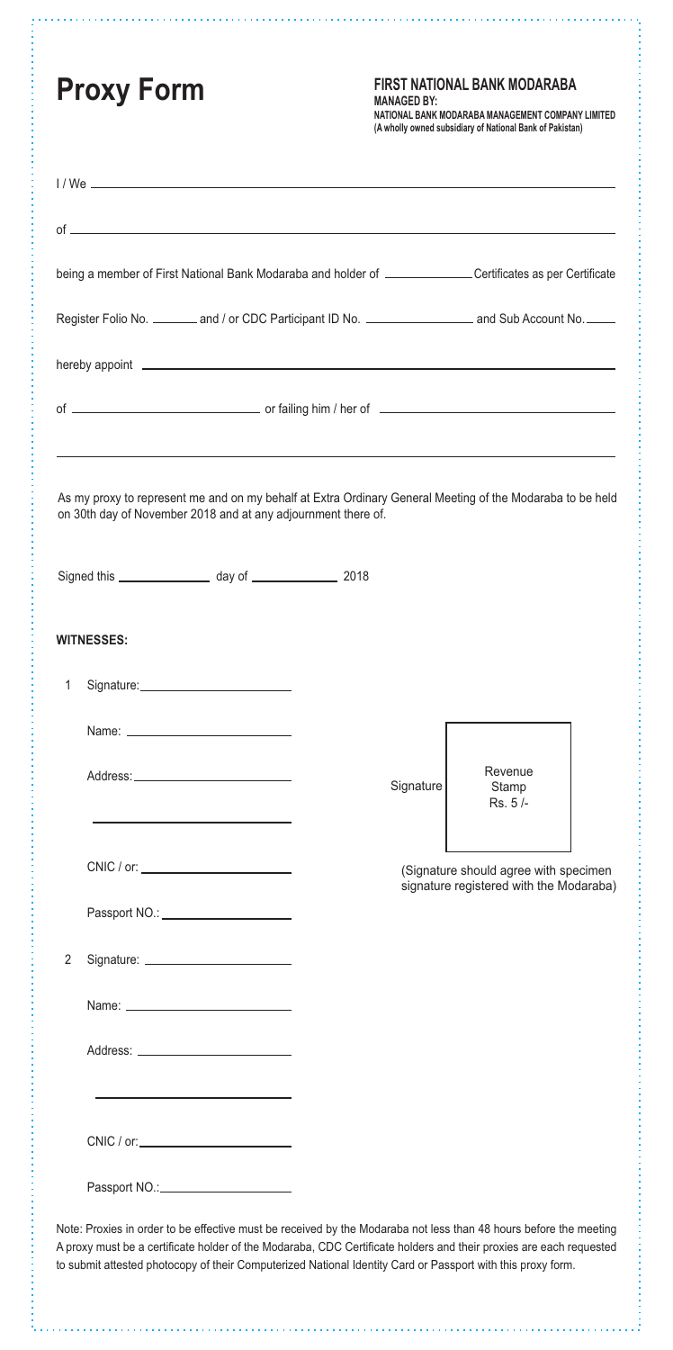# Proxy Form

**FIRST NATIONAL BANK MODARABA**
**MANAGED BY:**
**NATIONAL BANK MODARABA MANAGEMENT COMPANY LIMITED**
**(A wholly owned subsidiary of National Bank of Pakistan)**

I / We ____________________________________________

of ____________________________________________

being a member of First National Bank Modaraba and holder of ____________ Certificates as per Certificate

Register Folio No. ______ and / or CDC Participant ID No. ______________ and Sub Account No. _____

hereby appoint ____________________________________________

of ______________________ or failing him / her of ______________________

____________________________________________

As my proxy to represent me and on my behalf at Extra Ordinary General Meeting of the Modaraba to be held on 30th day of November 2018 and at any adjournment there of.

Signed this ____________ day of ____________ 2018

**WITNESSES:**

1. Signature: ____________________

   Name: ____________________

   Address: ____________________

   ____________________

   CNIC / or: ____________________

   Passport NO.: ____________________

2. Signature: ____________________

   Name: ____________________

   Address: ____________________

   ____________________

   CNIC / or: ____________________

   Passport NO.: ____________________

Signature

Revenue Stamp Rs. 5 /-

(Signature should agree with specimen signature registered with the Modaraba)

Note: Proxies in order to be effective must be received by the Modaraba not less than 48 hours before the meeting A proxy must be a certificate holder of the Modaraba, CDC Certificate holders and their proxies are each requested to submit attested photocopy of their Computerized National Identity Card or Passport with this proxy form.